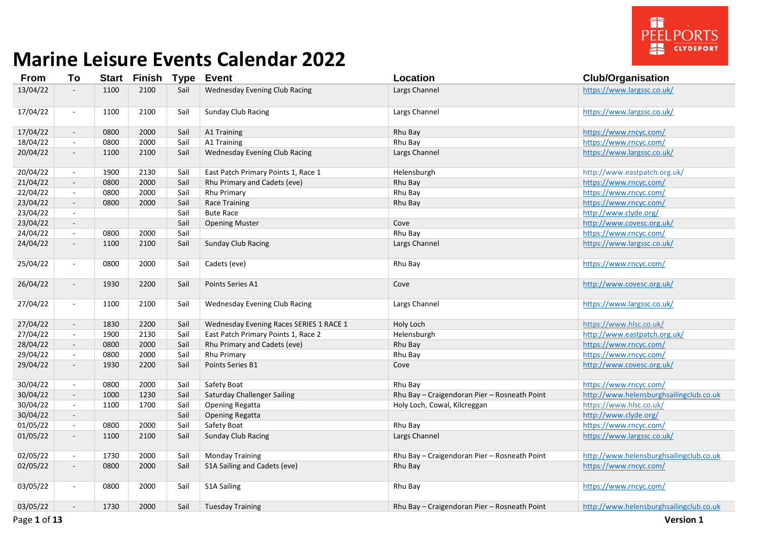# Marine Leisure Events Calendar 2022

| From | To | Start | Finish | Type | Event | Location | Club/Organisation |
|---|---|---|---|---|---|---|---|
| 13/04/22 | - | 1100 | 2100 | Sail | Wednesday Evening Club Racing | Largs Channel | https://www.largssc.co.uk/ |
| 17/04/22 | - | 1100 | 2100 | Sail | Sunday Club Racing | Largs Channel | https://www.largssc.co.uk/ |
| 17/04/22 | - | 0800 | 2000 | Sail | A1 Training | Rhu Bay | https://www.rncyc.com/ |
| 18/04/22 | - | 0800 | 2000 | Sail | A1 Training | Rhu Bay | https://www.rncyc.com/ |
| 20/04/22 | - | 1100 | 2100 | Sail | Wednesday Evening Club Racing | Largs Channel | https://www.largssc.co.uk/ |
| 20/04/22 | - | 1900 | 2130 | Sail | East Patch Primary Points 1, Race 1 | Helensburgh | http://www.eastpatch.org.uk/ |
| 21/04/22 | - | 0800 | 2000 | Sail | Rhu Primary and Cadets (eve) | Rhu Bay | https://www.rncyc.com/ |
| 22/04/22 | - | 0800 | 2000 | Sail | Rhu Primary | Rhu Bay | https://www.rncyc.com/ |
| 23/04/22 | - | 0800 | 2000 | Sail | Race Training | Rhu Bay | https://www.rncyc.com/ |
| 23/04/22 | - | | | Sail | Bute Race | | http://www.clyde.org/ |
| 23/04/22 | - | | | Sail | Opening Muster | Cove | http://www.covesc.org.uk/ |
| 24/04/22 | - | 0800 | 2000 | Sail | | Rhu Bay | https://www.rncyc.com/ |
| 24/04/22 | - | 1100 | 2100 | Sail | Sunday Club Racing | Largs Channel | https://www.largssc.co.uk/ |
| 25/04/22 | - | 0800 | 2000 | Sail | Cadets (eve) | Rhu Bay | https://www.rncyc.com/ |
| 26/04/22 | - | 1930 | 2200 | Sail | Points Series A1 | Cove | http://www.covesc.org.uk/ |
| 27/04/22 | - | 1100 | 2100 | Sail | Wednesday Evening Club Racing | Largs Channel | https://www.largssc.co.uk/ |
| 27/04/22 | - | 1830 | 2200 | Sail | Wednesday Evening Races SERIES 1 RACE 1 | Holy Loch | https://www.hlsc.co.uk/ |
| 27/04/22 | - | 1900 | 2130 | Sail | East Patch Primary Points 1, Race 2 | Helensburgh | http://www.eastpatch.org.uk/ |
| 28/04/22 | - | 0800 | 2000 | Sail | Rhu Primary and Cadets (eve) | Rhu Bay | https://www.rncyc.com/ |
| 29/04/22 | - | 0800 | 2000 | Sail | Rhu Primary | Rhu Bay | https://www.rncyc.com/ |
| 29/04/22 | - | 1930 | 2200 | Sail | Points Series B1 | Cove | http://www.covesc.org.uk/ |
| 30/04/22 | - | 0800 | 2000 | Sail | Safety Boat | Rhu Bay | https://www.rncyc.com/ |
| 30/04/22 | - | 1000 | 1230 | Sail | Saturday Challenger Sailing | Rhu Bay – Craigendoran Pier – Rosneath Point | http://www.helensburghsailingclub.co.uk |
| 30/04/22 | - | 1100 | 1700 | Sail | Opening Regatta | Holy Loch, Cowal, Kilcreggan | https://www.hlsc.co.uk/ |
| 30/04/22 | - | | | Sail | Opening Regatta | | http://www.clyde.org/ |
| 01/05/22 | - | 0800 | 2000 | Sail | Safety Boat | Rhu Bay | https://www.rncyc.com/ |
| 01/05/22 | - | 1100 | 2100 | Sail | Sunday Club Racing | Largs Channel | https://www.largssc.co.uk/ |
| 02/05/22 | - | 1730 | 2000 | Sail | Monday Training | Rhu Bay – Craigendoran Pier – Rosneath Point | http://www.helensburghsailingclub.co.uk |
| 02/05/22 | - | 0800 | 2000 | Sail | S1A Sailing and Cadets (eve) | Rhu Bay | https://www.rncyc.com/ |
| 03/05/22 | - | 0800 | 2000 | Sail | S1A Sailing | Rhu Bay | https://www.rncyc.com/ |
| 03/05/22 | - | 1730 | 2000 | Sail | Tuesday Training | Rhu Bay – Craigendoran Pier – Rosneath Point | http://www.helensburghsailingclub.co.uk |

**Version 1**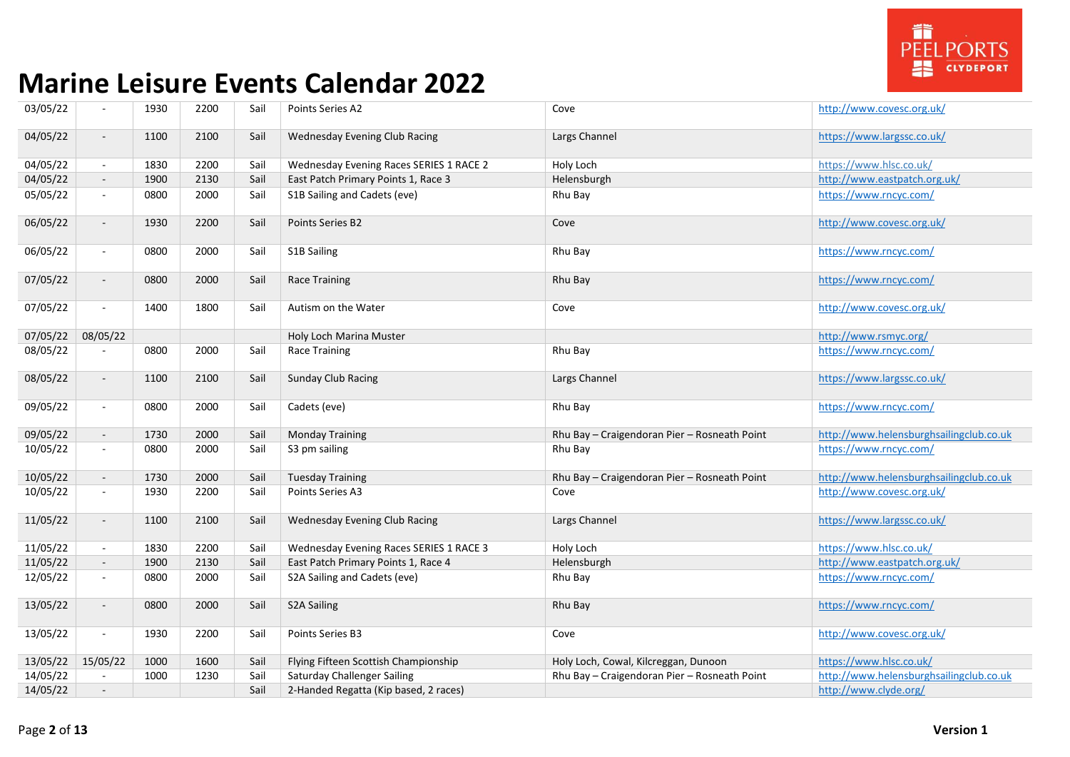# Marine Leisure Events Calendar 2022

| | | | | | | | |
|---|---|---|---|---|---|---|---|
| 03/05/22 | - | 1930 | 2200 | Sail | Points Series A2 | Cove | http://www.covesc.org.uk/ |
| 04/05/22 | - | 1100 | 2100 | Sail | Wednesday Evening Club Racing | Largs Channel | https://www.largssc.co.uk/ |
| 04/05/22 | - | 1830 | 2200 | Sail | Wednesday Evening Races SERIES 1 RACE 2 | Holy Loch | https://www.hlsc.co.uk/ |
| 04/05/22 | - | 1900 | 2130 | Sail | East Patch Primary Points 1, Race 3 | Helensburgh | http://www.eastpatch.org.uk/ |
| 05/05/22 | - | 0800 | 2000 | Sail | S1B Sailing and Cadets (eve) | Rhu Bay | https://www.rncyc.com/ |
| 06/05/22 | - | 1930 | 2200 | Sail | Points Series B2 | Cove | http://www.covesc.org.uk/ |
| 06/05/22 | - | 0800 | 2000 | Sail | S1B Sailing | Rhu Bay | https://www.rncyc.com/ |
| 07/05/22 | - | 0800 | 2000 | Sail | Race Training | Rhu Bay | https://www.rncyc.com/ |
| 07/05/22 | - | 1400 | 1800 | Sail | Autism on the Water | Cove | http://www.covesc.org.uk/ |
| 07/05/22 | 08/05/22 | | | | Holy Loch Marina Muster | | http://www.rsmyc.org/ |
| 08/05/22 | - | 0800 | 2000 | Sail | Race Training | Rhu Bay | https://www.rncyc.com/ |
| 08/05/22 | - | 1100 | 2100 | Sail | Sunday Club Racing | Largs Channel | https://www.largssc.co.uk/ |
| 09/05/22 | - | 0800 | 2000 | Sail | Cadets (eve) | Rhu Bay | https://www.rncyc.com/ |
| 09/05/22 | - | 1730 | 2000 | Sail | Monday Training | Rhu Bay – Craigendoran Pier – Rosneath Point | http://www.helensburghsailingclub.co.uk |
| 10/05/22 | - | 0800 | 2000 | Sail | S3 pm sailing | Rhu Bay | https://www.rncyc.com/ |
| 10/05/22 | - | 1730 | 2000 | Sail | Tuesday Training | Rhu Bay – Craigendoran Pier – Rosneath Point | http://www.helensburghsailingclub.co.uk |
| 10/05/22 | - | 1930 | 2200 | Sail | Points Series A3 | Cove | http://www.covesc.org.uk/ |
| 11/05/22 | - | 1100 | 2100 | Sail | Wednesday Evening Club Racing | Largs Channel | https://www.largssc.co.uk/ |
| 11/05/22 | - | 1830 | 2200 | Sail | Wednesday Evening Races SERIES 1 RACE 3 | Holy Loch | https://www.hlsc.co.uk/ |
| 11/05/22 | - | 1900 | 2130 | Sail | East Patch Primary Points 1, Race 4 | Helensburgh | http://www.eastpatch.org.uk/ |
| 12/05/22 | - | 0800 | 2000 | Sail | S2A Sailing and Cadets (eve) | Rhu Bay | https://www.rncyc.com/ |
| 13/05/22 | - | 0800 | 2000 | Sail | S2A Sailing | Rhu Bay | https://www.rncyc.com/ |
| 13/05/22 | - | 1930 | 2200 | Sail | Points Series B3 | Cove | http://www.covesc.org.uk/ |
| 13/05/22 | 15/05/22 | 1000 | 1600 | Sail | Flying Fifteen Scottish Championship | Holy Loch, Cowal, Kilcreggan, Dunoon | https://www.hlsc.co.uk/ |
| 14/05/22 | - | 1000 | 1230 | Sail | Saturday Challenger Sailing | Rhu Bay – Craigendoran Pier – Rosneath Point | http://www.helensburghsailingclub.co.uk |
| 14/05/22 | - | | | Sail | 2-Handed Regatta (Kip based, 2 races) | | http://www.clyde.org/ |

Version 1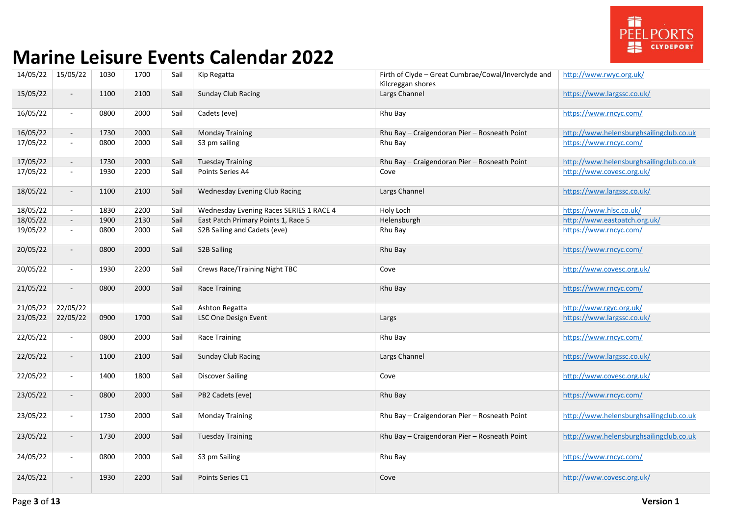# Marine Leisure Events Calendar 2022

| | | | | | | | |
|---|---|---|---|---|---|---|---|
| 14/05/22 | 15/05/22 | 1030 | 1700 | Sail | Kip Regatta | Firth of Clyde – Great Cumbrae/Cowal/Inverclyde and Kilcreggan shores | http://www.rwyc.org.uk/ |
| 15/05/22 | - | 1100 | 2100 | Sail | Sunday Club Racing | Largs Channel | https://www.largssc.co.uk/ |
| 16/05/22 | - | 0800 | 2000 | Sail | Cadets (eve) | Rhu Bay | https://www.rncyc.com/ |
| 16/05/22 | - | 1730 | 2000 | Sail | Monday Training | Rhu Bay – Craigendoran Pier – Rosneath Point | http://www.helensburghsailingclub.co.uk |
| 17/05/22 | - | 0800 | 2000 | Sail | S3 pm sailing | Rhu Bay | https://www.rncyc.com/ |
| 17/05/22 | - | 1730 | 2000 | Sail | Tuesday Training | Rhu Bay – Craigendoran Pier – Rosneath Point | http://www.helensburghsailingclub.co.uk |
| 17/05/22 | - | 1930 | 2200 | Sail | Points Series A4 | Cove | http://www.covesc.org.uk/ |
| 18/05/22 | - | 1100 | 2100 | Sail | Wednesday Evening Club Racing | Largs Channel | https://www.largssc.co.uk/ |
| 18/05/22 | - | 1830 | 2200 | Sail | Wednesday Evening Races SERIES 1 RACE 4 | Holy Loch | https://www.hlsc.co.uk/ |
| 18/05/22 | - | 1900 | 2130 | Sail | East Patch Primary Points 1, Race 5 | Helensburgh | http://www.eastpatch.org.uk/ |
| 19/05/22 | - | 0800 | 2000 | Sail | S2B Sailing and Cadets (eve) | Rhu Bay | https://www.rncyc.com/ |
| 20/05/22 | - | 0800 | 2000 | Sail | S2B Sailing | Rhu Bay | https://www.rncyc.com/ |
| 20/05/22 | - | 1930 | 2200 | Sail | Crews Race/Training Night TBC | Cove | http://www.covesc.org.uk/ |
| 21/05/22 | - | 0800 | 2000 | Sail | Race Training | Rhu Bay | https://www.rncyc.com/ |
| 21/05/22 | 22/05/22 | | | Sail | Ashton Regatta | | http://www.rgyc.org.uk/ |
| 21/05/22 | 22/05/22 | 0900 | 1700 | Sail | LSC One Design Event | Largs | https://www.largssc.co.uk/ |
| 22/05/22 | - | 0800 | 2000 | Sail | Race Training | Rhu Bay | https://www.rncyc.com/ |
| 22/05/22 | - | 1100 | 2100 | Sail | Sunday Club Racing | Largs Channel | https://www.largssc.co.uk/ |
| 22/05/22 | - | 1400 | 1800 | Sail | Discover Sailing | Cove | http://www.covesc.org.uk/ |
| 23/05/22 | - | 0800 | 2000 | Sail | PB2 Cadets (eve) | Rhu Bay | https://www.rncyc.com/ |
| 23/05/22 | - | 1730 | 2000 | Sail | Monday Training | Rhu Bay – Craigendoran Pier – Rosneath Point | http://www.helensburghsailingclub.co.uk |
| 23/05/22 | - | 1730 | 2000 | Sail | Tuesday Training | Rhu Bay – Craigendoran Pier – Rosneath Point | http://www.helensburghsailingclub.co.uk |
| 24/05/22 | - | 0800 | 2000 | Sail | S3 pm Sailing | Rhu Bay | https://www.rncyc.com/ |
| 24/05/22 | - | 1930 | 2200 | Sail | Points Series C1 | Cove | http://www.covesc.org.uk/ |

Version 1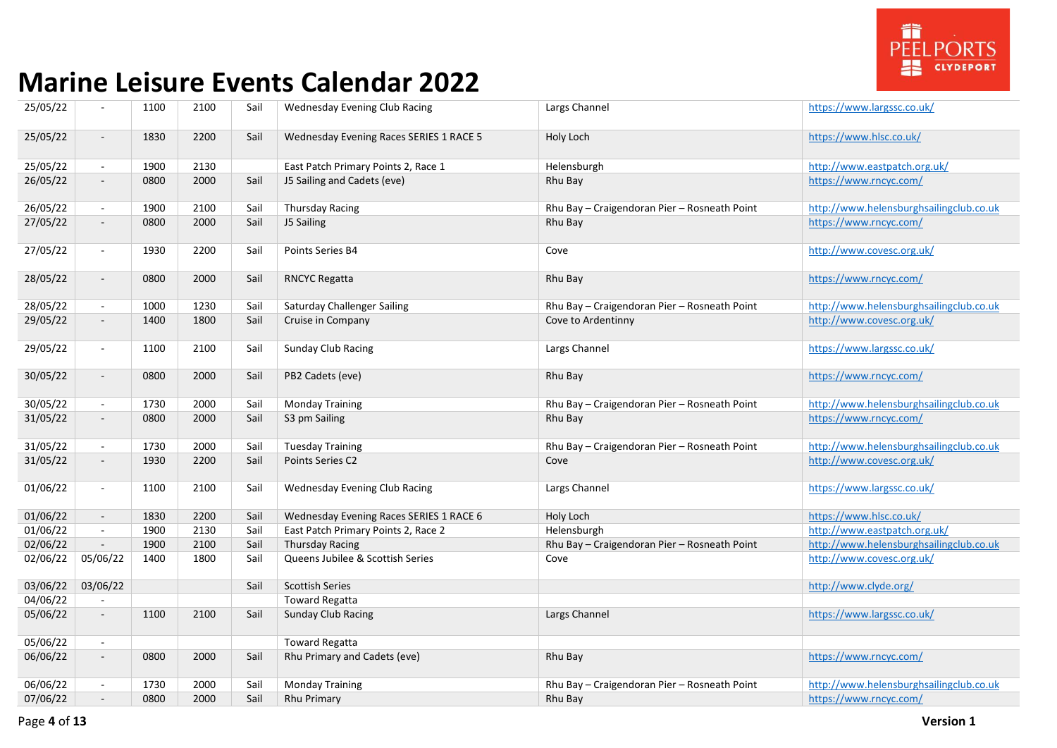# Marine Leisure Events Calendar 2022

PEEL PORTS CLYDEPORT

| | | | | | | | |
|---|---|---|---|---|---|---|---|
| 25/05/22 | - | 1100 | 2100 | Sail | Wednesday Evening Club Racing | Largs Channel | https://www.largssc.co.uk/ |
| 25/05/22 | - | 1830 | 2200 | Sail | Wednesday Evening Races SERIES 1 RACE 5 | Holy Loch | https://www.hlsc.co.uk/ |
| 25/05/22 | - | 1900 | 2130 | | East Patch Primary Points 2, Race 1 | Helensburgh | http://www.eastpatch.org.uk/ |
| 26/05/22 | - | 0800 | 2000 | Sail | J5 Sailing and Cadets (eve) | Rhu Bay | https://www.rncyc.com/ |
| 26/05/22 | - | 1900 | 2100 | Sail | Thursday Racing | Rhu Bay – Craigendoran Pier – Rosneath Point | http://www.helensburghsailingclub.co.uk |
| 27/05/22 | - | 0800 | 2000 | Sail | J5 Sailing | Rhu Bay | https://www.rncyc.com/ |
| 27/05/22 | - | 1930 | 2200 | Sail | Points Series B4 | Cove | http://www.covesc.org.uk/ |
| 28/05/22 | - | 0800 | 2000 | Sail | RNCYC Regatta | Rhu Bay | https://www.rncyc.com/ |
| 28/05/22 | - | 1000 | 1230 | Sail | Saturday Challenger Sailing | Rhu Bay – Craigendoran Pier – Rosneath Point | http://www.helensburghsailingclub.co.uk |
| 29/05/22 | - | 1400 | 1800 | Sail | Cruise in Company | Cove to Ardentinny | http://www.covesc.org.uk/ |
| 29/05/22 | - | 1100 | 2100 | Sail | Sunday Club Racing | Largs Channel | https://www.largssc.co.uk/ |
| 30/05/22 | - | 0800 | 2000 | Sail | PB2 Cadets (eve) | Rhu Bay | https://www.rncyc.com/ |
| 30/05/22 | - | 1730 | 2000 | Sail | Monday Training | Rhu Bay – Craigendoran Pier – Rosneath Point | http://www.helensburghsailingclub.co.uk |
| 31/05/22 | - | 0800 | 2000 | Sail | S3 pm Sailing | Rhu Bay | https://www.rncyc.com/ |
| 31/05/22 | - | 1730 | 2000 | Sail | Tuesday Training | Rhu Bay – Craigendoran Pier – Rosneath Point | http://www.helensburghsailingclub.co.uk |
| 31/05/22 | - | 1930 | 2200 | Sail | Points Series C2 | Cove | http://www.covesc.org.uk/ |
| 01/06/22 | - | 1100 | 2100 | Sail | Wednesday Evening Club Racing | Largs Channel | https://www.largssc.co.uk/ |
| 01/06/22 | - | 1830 | 2200 | Sail | Wednesday Evening Races SERIES 1 RACE 6 | Holy Loch | https://www.hlsc.co.uk/ |
| 01/06/22 | - | 1900 | 2130 | Sail | East Patch Primary Points 2, Race 2 | Helensburgh | http://www.eastpatch.org.uk/ |
| 02/06/22 | - | 1900 | 2100 | Sail | Thursday Racing | Rhu Bay – Craigendoran Pier – Rosneath Point | http://www.helensburghsailingclub.co.uk |
| 02/06/22 | 05/06/22 | 1400 | 1800 | Sail | Queens Jubilee & Scottish Series | Cove | http://www.covesc.org.uk/ |
| 03/06/22 | 03/06/22 | | | Sail | Scottish Series | | http://www.clyde.org/ |
| 04/06/22 | - | | | | Toward Regatta | | |
| 05/06/22 | - | 1100 | 2100 | Sail | Sunday Club Racing | Largs Channel | https://www.largssc.co.uk/ |
| 05/06/22 | - | | | | Toward Regatta | | |
| 06/06/22 | - | 0800 | 2000 | Sail | Rhu Primary and Cadets (eve) | Rhu Bay | https://www.rncyc.com/ |
| 06/06/22 | - | 1730 | 2000 | Sail | Monday Training | Rhu Bay – Craigendoran Pier – Rosneath Point | http://www.helensburghsailingclub.co.uk |
| 07/06/22 | - | 0800 | 2000 | Sail | Rhu Primary | Rhu Bay | https://www.rncyc.com/ |

**Version 1**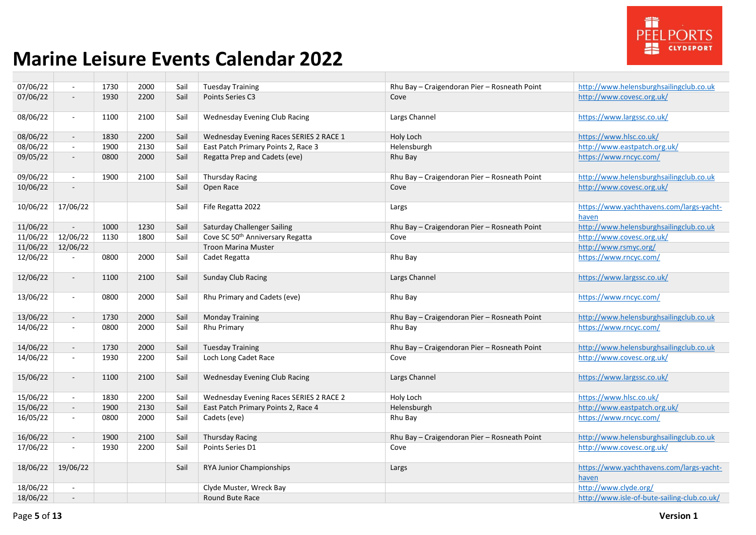# Marine Leisure Events Calendar 2022

| | | | | | | | |
|---|---|---|---|---|---|---|---|
| 07/06/22 | - | 1730 | 2000 | Sail | Tuesday Training | Rhu Bay – Craigendoran Pier – Rosneath Point | http://www.helensburghsailingclub.co.uk |
| 07/06/22 | - | 1930 | 2200 | Sail | Points Series C3 | Cove | http://www.covesc.org.uk/ |
| 08/06/22 | - | 1100 | 2100 | Sail | Wednesday Evening Club Racing | Largs Channel | https://www.largssc.co.uk/ |
| 08/06/22 | - | 1830 | 2200 | Sail | Wednesday Evening Races SERIES 2 RACE 1 | Holy Loch | https://www.hlsc.co.uk/ |
| 08/06/22 | - | 1900 | 2130 | Sail | East Patch Primary Points 2, Race 3 | Helensburgh | http://www.eastpatch.org.uk/ |
| 09/05/22 | - | 0800 | 2000 | Sail | Regatta Prep and Cadets (eve) | Rhu Bay | https://www.rncyc.com/ |
| 09/06/22 | - | 1900 | 2100 | Sail | Thursday Racing | Rhu Bay – Craigendoran Pier – Rosneath Point | http://www.helensburghsailingclub.co.uk |
| 10/06/22 | - | | | Sail | Open Race | Cove | http://www.covesc.org.uk/ |
| 10/06/22 | 17/06/22 | | | Sail | Fife Regatta 2022 | Largs | https://www.yachthavens.com/largs-yacht-haven |
| 11/06/22 | - | 1000 | 1230 | Sail | Saturday Challenger Sailing | Rhu Bay – Craigendoran Pier – Rosneath Point | http://www.helensburghsailingclub.co.uk |
| 11/06/22 | 12/06/22 | 1130 | 1800 | Sail | Cove SC 50th Anniversary Regatta | Cove | http://www.covesc.org.uk/ |
| 11/06/22 | 12/06/22 | | | | Troon Marina Muster | | http://www.rsmyc.org/ |
| 12/06/22 | - | 0800 | 2000 | Sail | Cadet Regatta | Rhu Bay | https://www.rncyc.com/ |
| 12/06/22 | - | 1100 | 2100 | Sail | Sunday Club Racing | Largs Channel | https://www.largssc.co.uk/ |
| 13/06/22 | - | 0800 | 2000 | Sail | Rhu Primary and Cadets (eve) | Rhu Bay | https://www.rncyc.com/ |
| 13/06/22 | - | 1730 | 2000 | Sail | Monday Training | Rhu Bay – Craigendoran Pier – Rosneath Point | http://www.helensburghsailingclub.co.uk |
| 14/06/22 | - | 0800 | 2000 | Sail | Rhu Primary | Rhu Bay | https://www.rncyc.com/ |
| 14/06/22 | - | 1730 | 2000 | Sail | Tuesday Training | Rhu Bay – Craigendoran Pier – Rosneath Point | http://www.helensburghsailingclub.co.uk |
| 14/06/22 | - | 1930 | 2200 | Sail | Loch Long Cadet Race | Cove | http://www.covesc.org.uk/ |
| 15/06/22 | - | 1100 | 2100 | Sail | Wednesday Evening Club Racing | Largs Channel | https://www.largssc.co.uk/ |
| 15/06/22 | - | 1830 | 2200 | Sail | Wednesday Evening Races SERIES 2 RACE 2 | Holy Loch | https://www.hlsc.co.uk/ |
| 15/06/22 | - | 1900 | 2130 | Sail | East Patch Primary Points 2, Race 4 | Helensburgh | http://www.eastpatch.org.uk/ |
| 16/05/22 | - | 0800 | 2000 | Sail | Cadets (eve) | Rhu Bay | https://www.rncyc.com/ |
| 16/06/22 | - | 1900 | 2100 | Sail | Thursday Racing | Rhu Bay – Craigendoran Pier – Rosneath Point | http://www.helensburghsailingclub.co.uk |
| 17/06/22 | - | 1930 | 2200 | Sail | Points Series D1 | Cove | http://www.covesc.org.uk/ |
| 18/06/22 | 19/06/22 | | | Sail | RYA Junior Championships | Largs | https://www.yachthavens.com/largs-yacht-haven |
| 18/06/22 | - | | | | Clyde Muster, Wreck Bay | | http://www.clyde.org/ |
| 18/06/22 | - | | | | Round Bute Race | | http://www.isle-of-bute-sailing-club.co.uk/ |

Version 1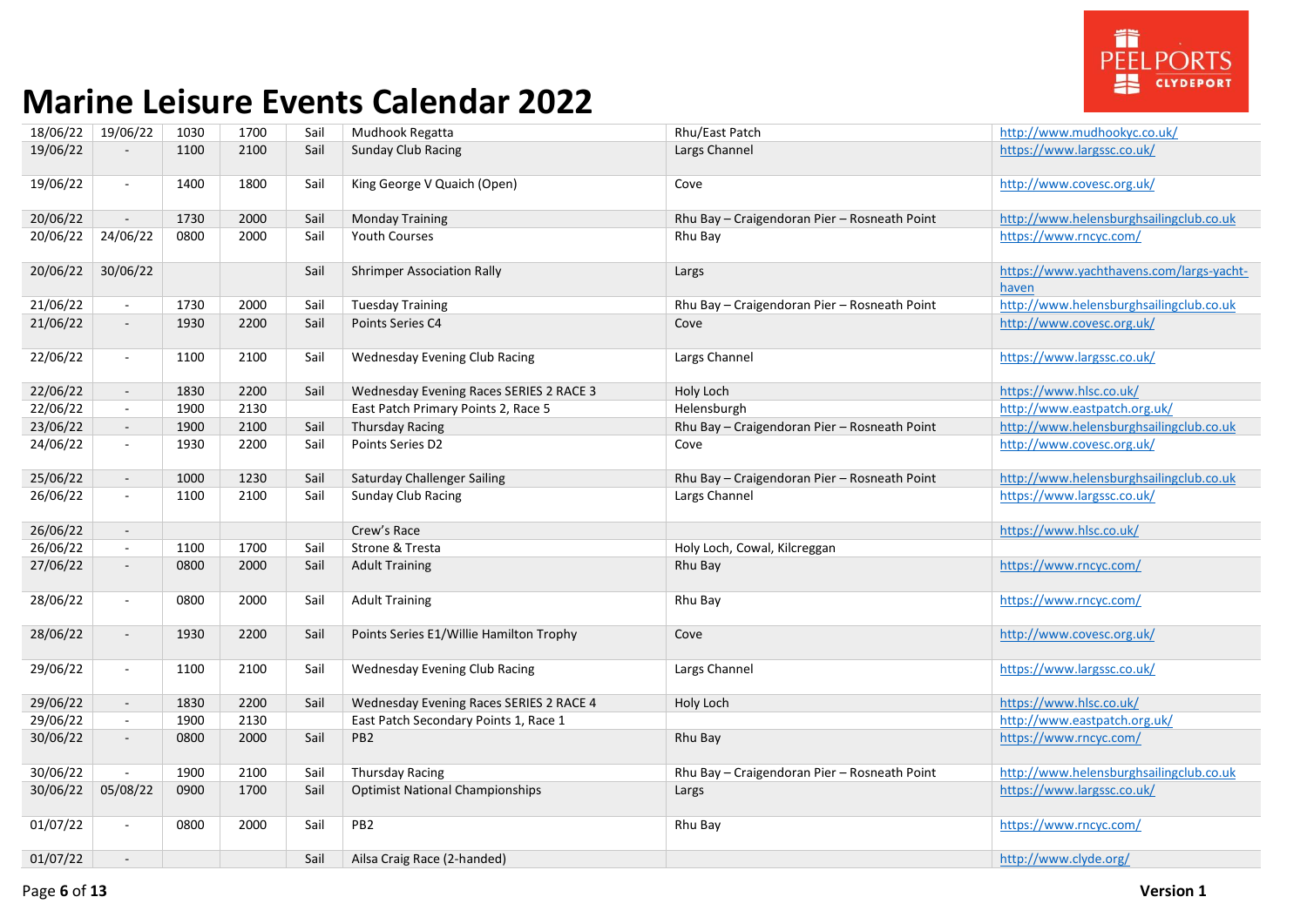# Marine Leisure Events Calendar 2022

| | | | | | | | |
|---|---|---|---|---|---|---|---|
| 18/06/22 | 19/06/22 | 1030 | 1700 | Sail | Mudhook Regatta | Rhu/East Patch | http://www.mudhookyc.co.uk/ |
| 19/06/22 | - | 1100 | 2100 | Sail | Sunday Club Racing | Largs Channel | https://www.largssc.co.uk/ |
| 19/06/22 | - | 1400 | 1800 | Sail | King George V Quaich (Open) | Cove | http://www.covesc.org.uk/ |
| 20/06/22 | - | 1730 | 2000 | Sail | Monday Training | Rhu Bay – Craigendoran Pier – Rosneath Point | http://www.helensburghsailingclub.co.uk |
| 20/06/22 | 24/06/22 | 0800 | 2000 | Sail | Youth Courses | Rhu Bay | https://www.rncyc.com/ |
| 20/06/22 | 30/06/22 | | | Sail | Shrimper Association Rally | Largs | https://www.yachthavens.com/largs-yacht-haven |
| 21/06/22 | - | 1730 | 2000 | Sail | Tuesday Training | Rhu Bay – Craigendoran Pier – Rosneath Point | http://www.helensburghsailingclub.co.uk |
| 21/06/22 | - | 1930 | 2200 | Sail | Points Series C4 | Cove | http://www.covesc.org.uk/ |
| 22/06/22 | - | 1100 | 2100 | Sail | Wednesday Evening Club Racing | Largs Channel | https://www.largssc.co.uk/ |
| 22/06/22 | - | 1830 | 2200 | Sail | Wednesday Evening Races SERIES 2 RACE 3 | Holy Loch | https://www.hlsc.co.uk/ |
| 22/06/22 | - | 1900 | 2130 | | East Patch Primary Points 2, Race 5 | Helensburgh | http://www.eastpatch.org.uk/ |
| 23/06/22 | - | 1900 | 2100 | Sail | Thursday Racing | Rhu Bay – Craigendoran Pier – Rosneath Point | http://www.helensburghsailingclub.co.uk |
| 24/06/22 | - | 1930 | 2200 | Sail | Points Series D2 | Cove | http://www.covesc.org.uk/ |
| 25/06/22 | - | 1000 | 1230 | Sail | Saturday Challenger Sailing | Rhu Bay – Craigendoran Pier – Rosneath Point | http://www.helensburghsailingclub.co.uk |
| 26/06/22 | - | 1100 | 2100 | Sail | Sunday Club Racing | Largs Channel | https://www.largssc.co.uk/ |
| 26/06/22 | - | | | | Crew's Race | | https://www.hlsc.co.uk/ |
| 26/06/22 | - | 1100 | 1700 | Sail | Strone & Tresta | Holy Loch, Cowal, Kilcreggan | |
| 27/06/22 | - | 0800 | 2000 | Sail | Adult Training | Rhu Bay | https://www.rncyc.com/ |
| 28/06/22 | - | 0800 | 2000 | Sail | Adult Training | Rhu Bay | https://www.rncyc.com/ |
| 28/06/22 | - | 1930 | 2200 | Sail | Points Series E1/Willie Hamilton Trophy | Cove | http://www.covesc.org.uk/ |
| 29/06/22 | - | 1100 | 2100 | Sail | Wednesday Evening Club Racing | Largs Channel | https://www.largssc.co.uk/ |
| 29/06/22 | - | 1830 | 2200 | Sail | Wednesday Evening Races SERIES 2 RACE 4 | Holy Loch | https://www.hlsc.co.uk/ |
| 29/06/22 | - | 1900 | 2130 | | East Patch Secondary Points 1, Race 1 | | http://www.eastpatch.org.uk/ |
| 30/06/22 | - | 0800 | 2000 | Sail | PB2 | Rhu Bay | https://www.rncyc.com/ |
| 30/06/22 | - | 1900 | 2100 | Sail | Thursday Racing | Rhu Bay – Craigendoran Pier – Rosneath Point | http://www.helensburghsailingclub.co.uk |
| 30/06/22 | 05/08/22 | 0900 | 1700 | Sail | Optimist National Championships | Largs | https://www.largssc.co.uk/ |
| 01/07/22 | - | 0800 | 2000 | Sail | PB2 | Rhu Bay | https://www.rncyc.com/ |
| 01/07/22 | - | | | Sail | Ailsa Craig Race (2-handed) | | http://www.clyde.org/ |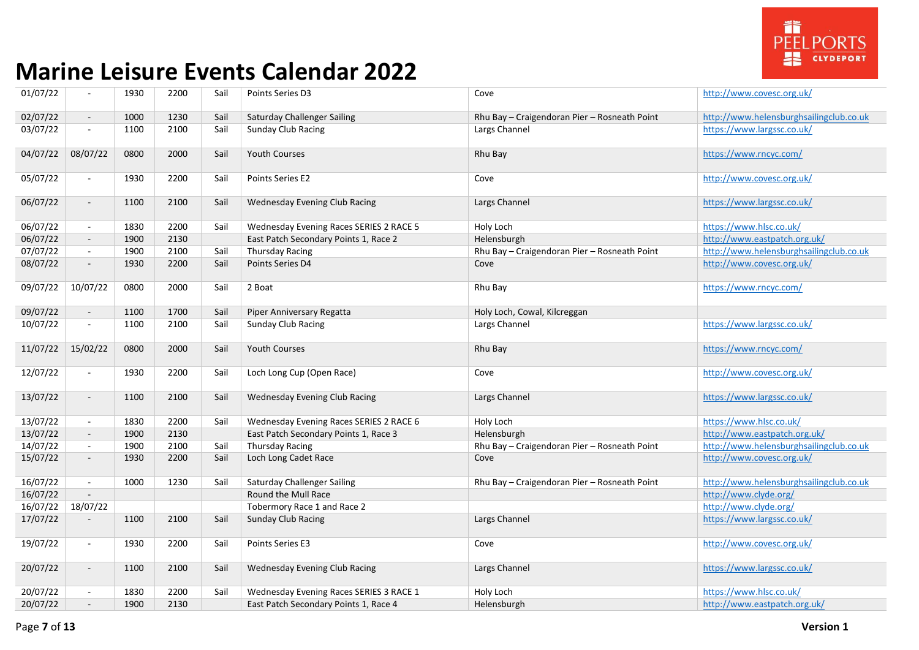# Marine Leisure Events Calendar 2022

| | | | | | | | |
|---|---|---|---|---|---|---|---|
| 01/07/22 | - | 1930 | 2200 | Sail | Points Series D3 | Cove | http://www.covesc.org.uk/ |
| 02/07/22 | - | 1000 | 1230 | Sail | Saturday Challenger Sailing | Rhu Bay – Craigendoran Pier – Rosneath Point | http://www.helensburghsailingclub.co.uk |
| 03/07/22 | - | 1100 | 2100 | Sail | Sunday Club Racing | Largs Channel | https://www.largssc.co.uk/ |
| 04/07/22 | 08/07/22 | 0800 | 2000 | Sail | Youth Courses | Rhu Bay | https://www.rncyc.com/ |
| 05/07/22 | - | 1930 | 2200 | Sail | Points Series E2 | Cove | http://www.covesc.org.uk/ |
| 06/07/22 | - | 1100 | 2100 | Sail | Wednesday Evening Club Racing | Largs Channel | https://www.largssc.co.uk/ |
| 06/07/22 | - | 1830 | 2200 | Sail | Wednesday Evening Races SERIES 2 RACE 5 | Holy Loch | https://www.hlsc.co.uk/ |
| 06/07/22 | - | 1900 | 2130 | | East Patch Secondary Points 1, Race 2 | Helensburgh | http://www.eastpatch.org.uk/ |
| 07/07/22 | - | 1900 | 2100 | Sail | Thursday Racing | Rhu Bay – Craigendoran Pier – Rosneath Point | http://www.helensburghsailingclub.co.uk |
| 08/07/22 | - | 1930 | 2200 | Sail | Points Series D4 | Cove | http://www.covesc.org.uk/ |
| 09/07/22 | 10/07/22 | 0800 | 2000 | Sail | 2 Boat | Rhu Bay | https://www.rncyc.com/ |
| 09/07/22 | - | 1100 | 1700 | Sail | Piper Anniversary Regatta | Holy Loch, Cowal, Kilcreggan | |
| 10/07/22 | - | 1100 | 2100 | Sail | Sunday Club Racing | Largs Channel | https://www.largssc.co.uk/ |
| 11/07/22 | 15/02/22 | 0800 | 2000 | Sail | Youth Courses | Rhu Bay | https://www.rncyc.com/ |
| 12/07/22 | - | 1930 | 2200 | Sail | Loch Long Cup (Open Race) | Cove | http://www.covesc.org.uk/ |
| 13/07/22 | - | 1100 | 2100 | Sail | Wednesday Evening Club Racing | Largs Channel | https://www.largssc.co.uk/ |
| 13/07/22 | - | 1830 | 2200 | Sail | Wednesday Evening Races SERIES 2 RACE 6 | Holy Loch | https://www.hlsc.co.uk/ |
| 13/07/22 | - | 1900 | 2130 | | East Patch Secondary Points 1, Race 3 | Helensburgh | http://www.eastpatch.org.uk/ |
| 14/07/22 | - | 1900 | 2100 | Sail | Thursday Racing | Rhu Bay – Craigendoran Pier – Rosneath Point | http://www.helensburghsailingclub.co.uk |
| 15/07/22 | - | 1930 | 2200 | Sail | Loch Long Cadet Race | Cove | http://www.covesc.org.uk/ |
| 16/07/22 | - | 1000 | 1230 | Sail | Saturday Challenger Sailing | Rhu Bay – Craigendoran Pier – Rosneath Point | http://www.helensburghsailingclub.co.uk |
| 16/07/22 | - | | | | Round the Mull Race | | http://www.clyde.org/ |
| 16/07/22 | 18/07/22 | | | | Tobermory Race 1 and Race 2 | | http://www.clyde.org/ |
| 17/07/22 | - | 1100 | 2100 | Sail | Sunday Club Racing | Largs Channel | https://www.largssc.co.uk/ |
| 19/07/22 | - | 1930 | 2200 | Sail | Points Series E3 | Cove | http://www.covesc.org.uk/ |
| 20/07/22 | - | 1100 | 2100 | Sail | Wednesday Evening Club Racing | Largs Channel | https://www.largssc.co.uk/ |
| 20/07/22 | - | 1830 | 2200 | Sail | Wednesday Evening Races SERIES 3 RACE 1 | Holy Loch | https://www.hlsc.co.uk/ |
| 20/07/22 | - | 1900 | 2130 | | East Patch Secondary Points 1, Race 4 | Helensburgh | http://www.eastpatch.org.uk/ |

Version 1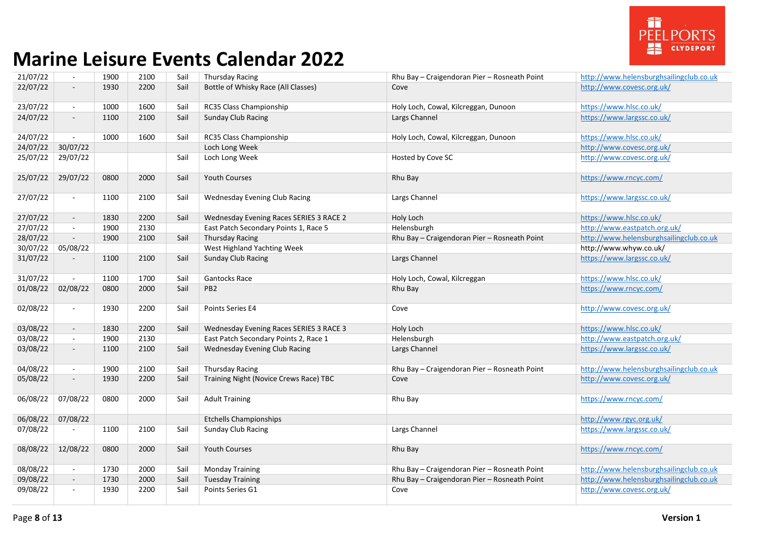# Marine Leisure Events Calendar 2022

| | | | | | | | |
|---|---|---|---|---|---|---|---|
| 21/07/22 | - | 1900 | 2100 | Sail | Thursday Racing | Rhu Bay – Craigendoran Pier – Rosneath Point | http://www.helensburghsailingclub.co.uk |
| 22/07/22 | - | 1930 | 2200 | Sail | Bottle of Whisky Race (All Classes) | Cove | http://www.covesc.org.uk/ |
| 23/07/22 | - | 1000 | 1600 | Sail | RC35 Class Championship | Holy Loch, Cowal, Kilcreggan, Dunoon | https://www.hlsc.co.uk/ |
| 24/07/22 | - | 1100 | 2100 | Sail | Sunday Club Racing | Largs Channel | https://www.largssc.co.uk/ |
| 24/07/22 | - | 1000 | 1600 | Sail | RC35 Class Championship | Holy Loch, Cowal, Kilcreggan, Dunoon | https://www.hlsc.co.uk/ |
| 24/07/22 | 30/07/22 | | | | Loch Long Week | | http://www.covesc.org.uk/ |
| 25/07/22 | 29/07/22 | | | Sail | Loch Long Week | Hosted by Cove SC | http://www.covesc.org.uk/ |
| 25/07/22 | 29/07/22 | 0800 | 2000 | Sail | Youth Courses | Rhu Bay | https://www.rncyc.com/ |
| 27/07/22 | - | 1100 | 2100 | Sail | Wednesday Evening Club Racing | Largs Channel | https://www.largssc.co.uk/ |
| 27/07/22 | - | 1830 | 2200 | Sail | Wednesday Evening Races SERIES 3 RACE 2 | Holy Loch | https://www.hlsc.co.uk/ |
| 27/07/22 | - | 1900 | 2130 | | East Patch Secondary Points 1, Race 5 | Helensburgh | http://www.eastpatch.org.uk/ |
| 28/07/22 | - | 1900 | 2100 | Sail | Thursday Racing | Rhu Bay – Craigendoran Pier – Rosneath Point | http://www.helensburghsailingclub.co.uk |
| 30/07/22 | 05/08/22 | | | | West Highland Yachting Week | | http://www.whyw.co.uk/ |
| 31/07/22 | - | 1100 | 2100 | Sail | Sunday Club Racing | Largs Channel | https://www.largssc.co.uk/ |
| 31/07/22 | - | 1100 | 1700 | Sail | Gantocks Race | Holy Loch, Cowal, Kilcreggan | https://www.hlsc.co.uk/ |
| 01/08/22 | 02/08/22 | 0800 | 2000 | Sail | PB2 | Rhu Bay | https://www.rncyc.com/ |
| 02/08/22 | - | 1930 | 2200 | Sail | Points Series E4 | Cove | http://www.covesc.org.uk/ |
| 03/08/22 | - | 1830 | 2200 | Sail | Wednesday Evening Races SERIES 3 RACE 3 | Holy Loch | https://www.hlsc.co.uk/ |
| 03/08/22 | - | 1900 | 2130 | | East Patch Secondary Points 2, Race 1 | Helensburgh | http://www.eastpatch.org.uk/ |
| 03/08/22 | - | 1100 | 2100 | Sail | Wednesday Evening Club Racing | Largs Channel | https://www.largssc.co.uk/ |
| 04/08/22 | - | 1900 | 2100 | Sail | Thursday Racing | Rhu Bay – Craigendoran Pier – Rosneath Point | http://www.helensburghsailingclub.co.uk |
| 05/08/22 | - | 1930 | 2200 | Sail | Training Night (Novice Crews Race) TBC | Cove | http://www.covesc.org.uk/ |
| 06/08/22 | 07/08/22 | 0800 | 2000 | Sail | Adult Training | Rhu Bay | https://www.rncyc.com/ |
| 06/08/22 | 07/08/22 | | | | Etchells Championships | | http://www.rgyc.org.uk/ |
| 07/08/22 | - | 1100 | 2100 | Sail | Sunday Club Racing | Largs Channel | https://www.largssc.co.uk/ |
| 08/08/22 | 12/08/22 | 0800 | 2000 | Sail | Youth Courses | Rhu Bay | https://www.rncyc.com/ |
| 08/08/22 | - | 1730 | 2000 | Sail | Monday Training | Rhu Bay – Craigendoran Pier – Rosneath Point | http://www.helensburghsailingclub.co.uk |
| 09/08/22 | - | 1730 | 2000 | Sail | Tuesday Training | Rhu Bay – Craigendoran Pier – Rosneath Point | http://www.helensburghsailingclub.co.uk |
| 09/08/22 | - | 1930 | 2200 | Sail | Points Series G1 | Cove | http://www.covesc.org.uk/ |

Version 1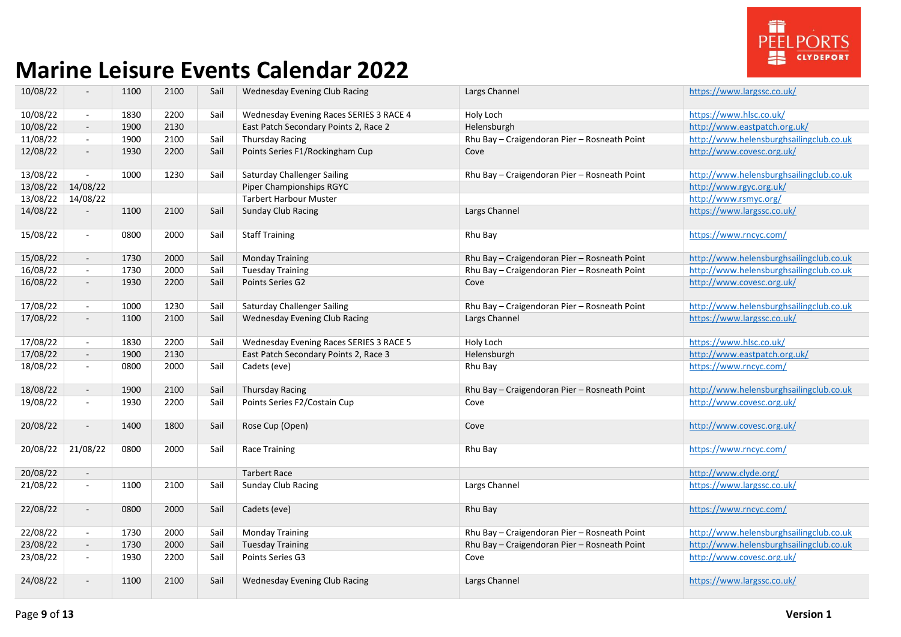# Marine Leisure Events Calendar 2022

| | | | | | | | |
|---|---|---|---|---|---|---|---|
| 10/08/22 | - | 1100 | 2100 | Sail | Wednesday Evening Club Racing | Largs Channel | https://www.largssc.co.uk/ |
| 10/08/22 | - | 1830 | 2200 | Sail | Wednesday Evening Races SERIES 3 RACE 4 | Holy Loch | https://www.hlsc.co.uk/ |
| 10/08/22 | - | 1900 | 2130 | | East Patch Secondary Points 2, Race 2 | Helensburgh | http://www.eastpatch.org.uk/ |
| 11/08/22 | - | 1900 | 2100 | Sail | Thursday Racing | Rhu Bay – Craigendoran Pier – Rosneath Point | http://www.helensburghsailingclub.co.uk |
| 12/08/22 | - | 1930 | 2200 | Sail | Points Series F1/Rockingham Cup | Cove | http://www.covesc.org.uk/ |
| 13/08/22 | - | 1000 | 1230 | Sail | Saturday Challenger Sailing | Rhu Bay – Craigendoran Pier – Rosneath Point | http://www.helensburghsailingclub.co.uk |
| 13/08/22 | 14/08/22 | | | | Piper Championships RGYC | | http://www.rgyc.org.uk/ |
| 13/08/22 | 14/08/22 | | | | Tarbert Harbour Muster | | http://www.rsmyc.org/ |
| 14/08/22 | - | 1100 | 2100 | Sail | Sunday Club Racing | Largs Channel | https://www.largssc.co.uk/ |
| 15/08/22 | - | 0800 | 2000 | Sail | Staff Training | Rhu Bay | https://www.rncyc.com/ |
| 15/08/22 | - | 1730 | 2000 | Sail | Monday Training | Rhu Bay – Craigendoran Pier – Rosneath Point | http://www.helensburghsailingclub.co.uk |
| 16/08/22 | - | 1730 | 2000 | Sail | Tuesday Training | Rhu Bay – Craigendoran Pier – Rosneath Point | http://www.helensburghsailingclub.co.uk |
| 16/08/22 | - | 1930 | 2200 | Sail | Points Series G2 | Cove | http://www.covesc.org.uk/ |
| 17/08/22 | - | 1000 | 1230 | Sail | Saturday Challenger Sailing | Rhu Bay – Craigendoran Pier – Rosneath Point | http://www.helensburghsailingclub.co.uk |
| 17/08/22 | - | 1100 | 2100 | Sail | Wednesday Evening Club Racing | Largs Channel | https://www.largssc.co.uk/ |
| 17/08/22 | - | 1830 | 2200 | Sail | Wednesday Evening Races SERIES 3 RACE 5 | Holy Loch | https://www.hlsc.co.uk/ |
| 17/08/22 | - | 1900 | 2130 | | East Patch Secondary Points 2, Race 3 | Helensburgh | http://www.eastpatch.org.uk/ |
| 18/08/22 | - | 0800 | 2000 | Sail | Cadets (eve) | Rhu Bay | https://www.rncyc.com/ |
| 18/08/22 | - | 1900 | 2100 | Sail | Thursday Racing | Rhu Bay – Craigendoran Pier – Rosneath Point | http://www.helensburghsailingclub.co.uk |
| 19/08/22 | - | 1930 | 2200 | Sail | Points Series F2/Costain Cup | Cove | http://www.covesc.org.uk/ |
| 20/08/22 | - | 1400 | 1800 | Sail | Rose Cup (Open) | Cove | http://www.covesc.org.uk/ |
| 20/08/22 | 21/08/22 | 0800 | 2000 | Sail | Race Training | Rhu Bay | https://www.rncyc.com/ |
| 20/08/22 | - | | | | Tarbert Race | | http://www.clyde.org/ |
| 21/08/22 | - | 1100 | 2100 | Sail | Sunday Club Racing | Largs Channel | https://www.largssc.co.uk/ |
| 22/08/22 | - | 0800 | 2000 | Sail | Cadets (eve) | Rhu Bay | https://www.rncyc.com/ |
| 22/08/22 | - | 1730 | 2000 | Sail | Monday Training | Rhu Bay – Craigendoran Pier – Rosneath Point | http://www.helensburghsailingclub.co.uk |
| 23/08/22 | - | 1730 | 2000 | Sail | Tuesday Training | Rhu Bay – Craigendoran Pier – Rosneath Point | http://www.helensburghsailingclub.co.uk |
| 23/08/22 | - | 1930 | 2200 | Sail | Points Series G3 | Cove | http://www.covesc.org.uk/ |
| 24/08/22 | - | 1100 | 2100 | Sail | Wednesday Evening Club Racing | Largs Channel | https://www.largssc.co.uk/ |

Version 1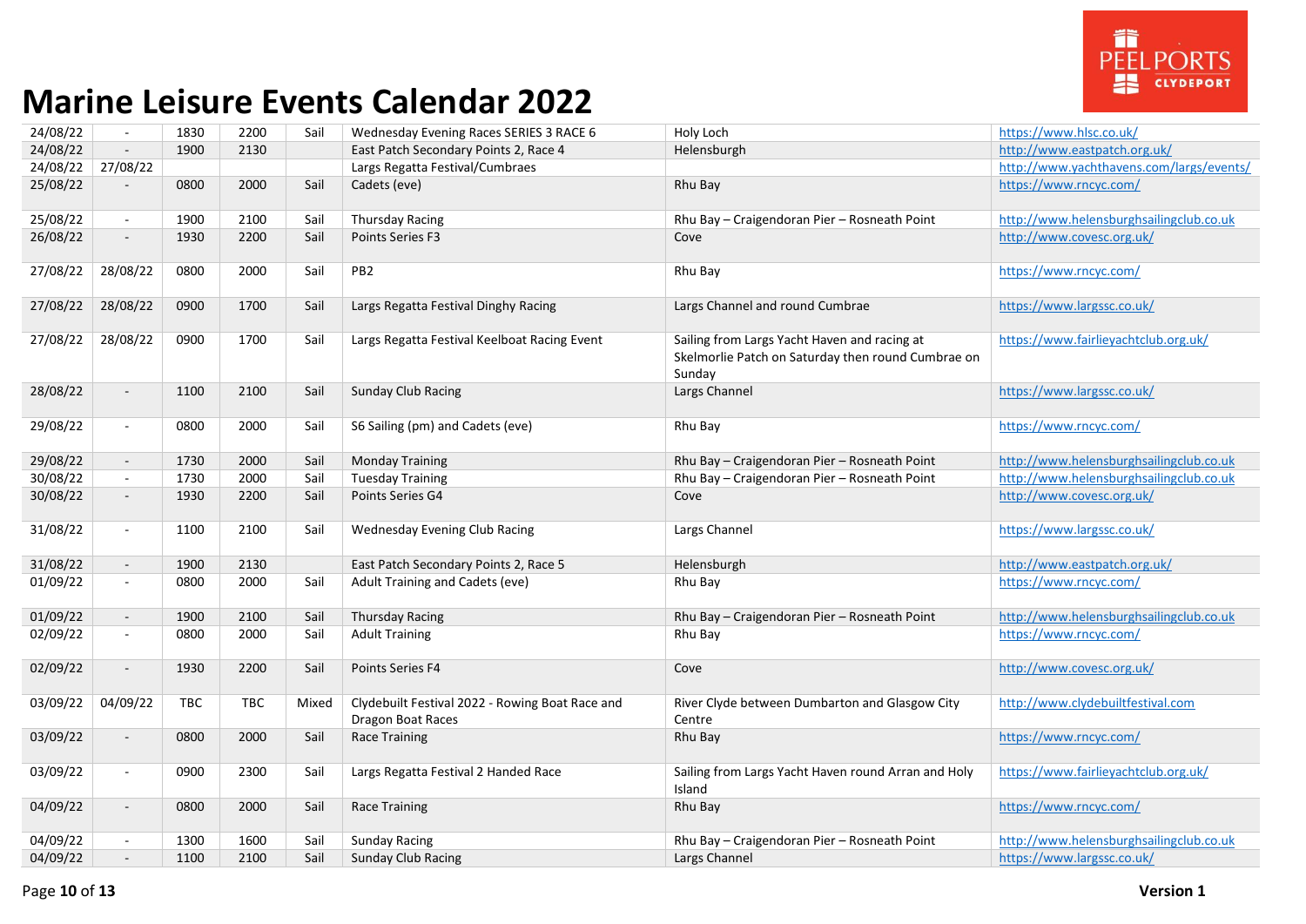# Marine Leisure Events Calendar 2022

| | | | | | | | |
|---|---|---|---|---|---|---|---|
| 24/08/22 | - | 1830 | 2200 | Sail | Wednesday Evening Races SERIES 3 RACE 6 | Holy Loch | https://www.hlsc.co.uk/ |
| 24/08/22 | - | 1900 | 2130 | | East Patch Secondary Points 2, Race 4 | Helensburgh | http://www.eastpatch.org.uk/ |
| 24/08/22 | 27/08/22 | | | | Largs Regatta Festival/Cumbraes | | http://www.yachthavens.com/largs/events/ |
| 25/08/22 | - | 0800 | 2000 | Sail | Cadets (eve) | Rhu Bay | https://www.rncyc.com/ |
| 25/08/22 | - | 1900 | 2100 | Sail | Thursday Racing | Rhu Bay – Craigendoran Pier – Rosneath Point | http://www.helensburghsailingclub.co.uk |
| 26/08/22 | - | 1930 | 2200 | Sail | Points Series F3 | Cove | http://www.covesc.org.uk/ |
| 27/08/22 | 28/08/22 | 0800 | 2000 | Sail | PB2 | Rhu Bay | https://www.rncyc.com/ |
| 27/08/22 | 28/08/22 | 0900 | 1700 | Sail | Largs Regatta Festival Dinghy Racing | Largs Channel and round Cumbrae | https://www.largssc.co.uk/ |
| 27/08/22 | 28/08/22 | 0900 | 1700 | Sail | Largs Regatta Festival Keelboat Racing Event | Sailing from Largs Yacht Haven and racing at Skelmorlie Patch on Saturday then round Cumbrae on Sunday | https://www.fairlieyachtclub.org.uk/ |
| 28/08/22 | - | 1100 | 2100 | Sail | Sunday Club Racing | Largs Channel | https://www.largssc.co.uk/ |
| 29/08/22 | - | 0800 | 2000 | Sail | S6 Sailing (pm) and Cadets (eve) | Rhu Bay | https://www.rncyc.com/ |
| 29/08/22 | - | 1730 | 2000 | Sail | Monday Training | Rhu Bay – Craigendoran Pier – Rosneath Point | http://www.helensburghsailingclub.co.uk |
| 30/08/22 | - | 1730 | 2000 | Sail | Tuesday Training | Rhu Bay – Craigendoran Pier – Rosneath Point | http://www.helensburghsailingclub.co.uk |
| 30/08/22 | - | 1930 | 2200 | Sail | Points Series G4 | Cove | http://www.covesc.org.uk/ |
| 31/08/22 | - | 1100 | 2100 | Sail | Wednesday Evening Club Racing | Largs Channel | https://www.largssc.co.uk/ |
| 31/08/22 | - | 1900 | 2130 | | East Patch Secondary Points 2, Race 5 | Helensburgh | http://www.eastpatch.org.uk/ |
| 01/09/22 | - | 0800 | 2000 | Sail | Adult Training and Cadets (eve) | Rhu Bay | https://www.rncyc.com/ |
| 01/09/22 | - | 1900 | 2100 | Sail | Thursday Racing | Rhu Bay – Craigendoran Pier – Rosneath Point | http://www.helensburghsailingclub.co.uk |
| 02/09/22 | - | 0800 | 2000 | Sail | Adult Training | Rhu Bay | https://www.rncyc.com/ |
| 02/09/22 | - | 1930 | 2200 | Sail | Points Series F4 | Cove | http://www.covesc.org.uk/ |
| 03/09/22 | 04/09/22 | TBC | TBC | Mixed | Clydebuilt Festival 2022 - Rowing Boat Race and Dragon Boat Races | River Clyde between Dumbarton and Glasgow City Centre | http://www.clydebuiltfestival.com |
| 03/09/22 | - | 0800 | 2000 | Sail | Race Training | Rhu Bay | https://www.rncyc.com/ |
| 03/09/22 | - | 0900 | 2300 | Sail | Largs Regatta Festival 2 Handed Race | Sailing from Largs Yacht Haven round Arran and Holy Island | https://www.fairlieyachtclub.org.uk/ |
| 04/09/22 | - | 0800 | 2000 | Sail | Race Training | Rhu Bay | https://www.rncyc.com/ |
| 04/09/22 | - | 1300 | 1600 | Sail | Sunday Racing | Rhu Bay – Craigendoran Pier – Rosneath Point | http://www.helensburghsailingclub.co.uk |
| 04/09/22 | - | 1100 | 2100 | Sail | Sunday Club Racing | Largs Channel | https://www.largssc.co.uk/ |

Version 1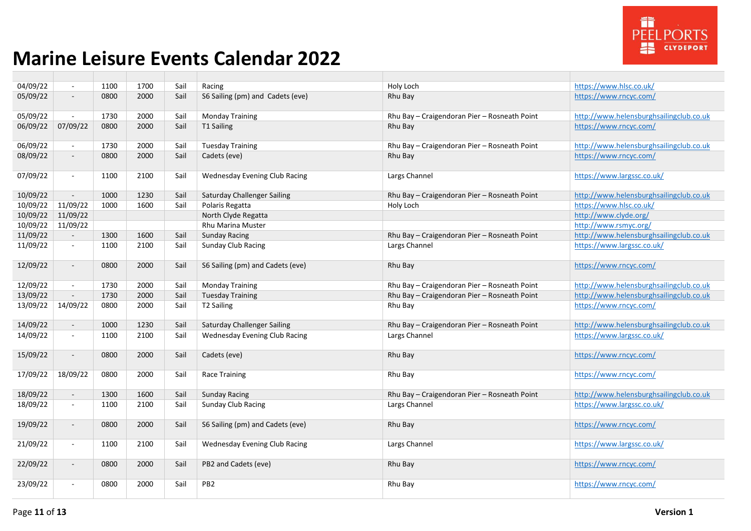# Marine Leisure Events Calendar 2022

| | | | | | | | |
|---|---|---|---|---|---|---|---|
| 04/09/22 | - | 1100 | 1700 | Sail | Racing | Holy Loch | https://www.hlsc.co.uk/ |
| 05/09/22 | - | 0800 | 2000 | Sail | S6 Sailing (pm) and Cadets (eve) | Rhu Bay | https://www.rncyc.com/ |
| 05/09/22 | - | 1730 | 2000 | Sail | Monday Training | Rhu Bay – Craigendoran Pier – Rosneath Point | http://www.helensburghsailingclub.co.uk |
| 06/09/22 | 07/09/22 | 0800 | 2000 | Sail | T1 Sailing | Rhu Bay | https://www.rncyc.com/ |
| 06/09/22 | - | 1730 | 2000 | Sail | Tuesday Training | Rhu Bay – Craigendoran Pier – Rosneath Point | http://www.helensburghsailingclub.co.uk |
| 08/09/22 | - | 0800 | 2000 | Sail | Cadets (eve) | Rhu Bay | https://www.rncyc.com/ |
| 07/09/22 | - | 1100 | 2100 | Sail | Wednesday Evening Club Racing | Largs Channel | https://www.largssc.co.uk/ |
| 10/09/22 | - | 1000 | 1230 | Sail | Saturday Challenger Sailing | Rhu Bay – Craigendoran Pier – Rosneath Point | http://www.helensburghsailingclub.co.uk |
| 10/09/22 | 11/09/22 | 1000 | 1600 | Sail | Polaris Regatta | Holy Loch | https://www.hlsc.co.uk/ |
| 10/09/22 | 11/09/22 | | | | North Clyde Regatta | | http://www.clyde.org/ |
| 10/09/22 | 11/09/22 | | | | Rhu Marina Muster | | http://www.rsmyc.org/ |
| 11/09/22 | - | 1300 | 1600 | Sail | Sunday Racing | Rhu Bay – Craigendoran Pier – Rosneath Point | http://www.helensburghsailingclub.co.uk |
| 11/09/22 | - | 1100 | 2100 | Sail | Sunday Club Racing | Largs Channel | https://www.largssc.co.uk/ |
| 12/09/22 | - | 0800 | 2000 | Sail | S6 Sailing (pm) and Cadets (eve) | Rhu Bay | https://www.rncyc.com/ |
| 12/09/22 | - | 1730 | 2000 | Sail | Monday Training | Rhu Bay – Craigendoran Pier – Rosneath Point | http://www.helensburghsailingclub.co.uk |
| 13/09/22 | - | 1730 | 2000 | Sail | Tuesday Training | Rhu Bay – Craigendoran Pier – Rosneath Point | http://www.helensburghsailingclub.co.uk |
| 13/09/22 | 14/09/22 | 0800 | 2000 | Sail | T2 Sailing | Rhu Bay | https://www.rncyc.com/ |
| 14/09/22 | - | 1000 | 1230 | Sail | Saturday Challenger Sailing | Rhu Bay – Craigendoran Pier – Rosneath Point | http://www.helensburghsailingclub.co.uk |
| 14/09/22 | - | 1100 | 2100 | Sail | Wednesday Evening Club Racing | Largs Channel | https://www.largssc.co.uk/ |
| 15/09/22 | - | 0800 | 2000 | Sail | Cadets (eve) | Rhu Bay | https://www.rncyc.com/ |
| 17/09/22 | 18/09/22 | 0800 | 2000 | Sail | Race Training | Rhu Bay | https://www.rncyc.com/ |
| 18/09/22 | - | 1300 | 1600 | Sail | Sunday Racing | Rhu Bay – Craigendoran Pier – Rosneath Point | http://www.helensburghsailingclub.co.uk |
| 18/09/22 | - | 1100 | 2100 | Sail | Sunday Club Racing | Largs Channel | https://www.largssc.co.uk/ |
| 19/09/22 | - | 0800 | 2000 | Sail | S6 Sailing (pm) and Cadets (eve) | Rhu Bay | https://www.rncyc.com/ |
| 21/09/22 | - | 1100 | 2100 | Sail | Wednesday Evening Club Racing | Largs Channel | https://www.largssc.co.uk/ |
| 22/09/22 | - | 0800 | 2000 | Sail | PB2 and Cadets (eve) | Rhu Bay | https://www.rncyc.com/ |
| 23/09/22 | - | 0800 | 2000 | Sail | PB2 | Rhu Bay | https://www.rncyc.com/ |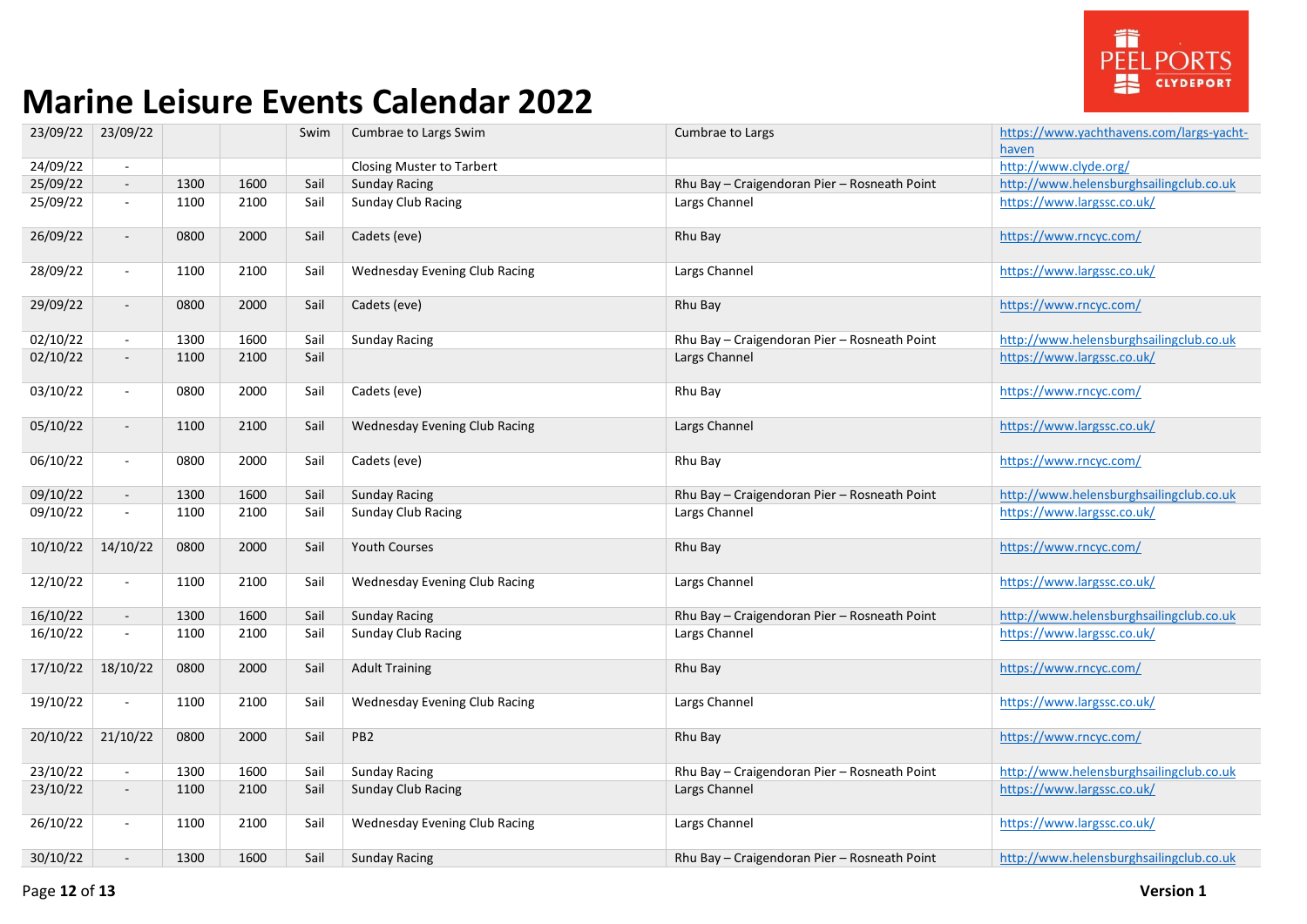# Marine Leisure Events Calendar 2022

| | | | | | | | |
|---|---|---|---|---|---|---|---|
| 23/09/22 | 23/09/22 | | | Swim | Cumbrae to Largs Swim | Cumbrae to Largs | https://www.yachthavens.com/largs-yacht-haven |
| 24/09/22 | - | | | | Closing Muster to Tarbert | | http://www.clyde.org/ |
| 25/09/22 | - | 1300 | 1600 | Sail | Sunday Racing | Rhu Bay – Craigendoran Pier – Rosneath Point | http://www.helensburghsailingclub.co.uk |
| 25/09/22 | - | 1100 | 2100 | Sail | Sunday Club Racing | Largs Channel | https://www.largssc.co.uk/ |
| 26/09/22 | - | 0800 | 2000 | Sail | Cadets (eve) | Rhu Bay | https://www.rncyc.com/ |
| 28/09/22 | - | 1100 | 2100 | Sail | Wednesday Evening Club Racing | Largs Channel | https://www.largssc.co.uk/ |
| 29/09/22 | - | 0800 | 2000 | Sail | Cadets (eve) | Rhu Bay | https://www.rncyc.com/ |
| 02/10/22 | - | 1300 | 1600 | Sail | Sunday Racing | Rhu Bay – Craigendoran Pier – Rosneath Point | http://www.helensburghsailingclub.co.uk |
| 02/10/22 | - | 1100 | 2100 | Sail | | Largs Channel | https://www.largssc.co.uk/ |
| 03/10/22 | - | 0800 | 2000 | Sail | Cadets (eve) | Rhu Bay | https://www.rncyc.com/ |
| 05/10/22 | - | 1100 | 2100 | Sail | Wednesday Evening Club Racing | Largs Channel | https://www.largssc.co.uk/ |
| 06/10/22 | - | 0800 | 2000 | Sail | Cadets (eve) | Rhu Bay | https://www.rncyc.com/ |
| 09/10/22 | - | 1300 | 1600 | Sail | Sunday Racing | Rhu Bay – Craigendoran Pier – Rosneath Point | http://www.helensburghsailingclub.co.uk |
| 09/10/22 | - | 1100 | 2100 | Sail | Sunday Club Racing | Largs Channel | https://www.largssc.co.uk/ |
| 10/10/22 | 14/10/22 | 0800 | 2000 | Sail | Youth Courses | Rhu Bay | https://www.rncyc.com/ |
| 12/10/22 | - | 1100 | 2100 | Sail | Wednesday Evening Club Racing | Largs Channel | https://www.largssc.co.uk/ |
| 16/10/22 | - | 1300 | 1600 | Sail | Sunday Racing | Rhu Bay – Craigendoran Pier – Rosneath Point | http://www.helensburghsailingclub.co.uk |
| 16/10/22 | - | 1100 | 2100 | Sail | Sunday Club Racing | Largs Channel | https://www.largssc.co.uk/ |
| 17/10/22 | 18/10/22 | 0800 | 2000 | Sail | Adult Training | Rhu Bay | https://www.rncyc.com/ |
| 19/10/22 | - | 1100 | 2100 | Sail | Wednesday Evening Club Racing | Largs Channel | https://www.largssc.co.uk/ |
| 20/10/22 | 21/10/22 | 0800 | 2000 | Sail | PB2 | Rhu Bay | https://www.rncyc.com/ |
| 23/10/22 | - | 1300 | 1600 | Sail | Sunday Racing | Rhu Bay – Craigendoran Pier – Rosneath Point | http://www.helensburghsailingclub.co.uk |
| 23/10/22 | - | 1100 | 2100 | Sail | Sunday Club Racing | Largs Channel | https://www.largssc.co.uk/ |
| 26/10/22 | - | 1100 | 2100 | Sail | Wednesday Evening Club Racing | Largs Channel | https://www.largssc.co.uk/ |
| 30/10/22 | - | 1300 | 1600 | Sail | Sunday Racing | Rhu Bay – Craigendoran Pier – Rosneath Point | http://www.helensburghsailingclub.co.uk |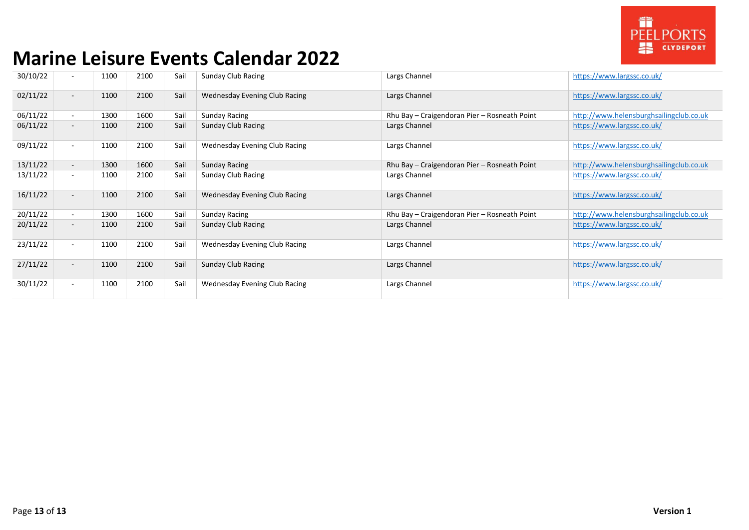# Marine Leisure Events Calendar 2022

| | | | | | | | |
|---|---|---|---|---|---|---|---|
| 30/10/22 | - | 1100 | 2100 | Sail | Sunday Club Racing | Largs Channel | https://www.largssc.co.uk/ |
| 02/11/22 | - | 1100 | 2100 | Sail | Wednesday Evening Club Racing | Largs Channel | https://www.largssc.co.uk/ |
| 06/11/22 | - | 1300 | 1600 | Sail | Sunday Racing | Rhu Bay – Craigendoran Pier – Rosneath Point | http://www.helensburghsailingclub.co.uk |
| 06/11/22 | - | 1100 | 2100 | Sail | Sunday Club Racing | Largs Channel | https://www.largssc.co.uk/ |
| 09/11/22 | - | 1100 | 2100 | Sail | Wednesday Evening Club Racing | Largs Channel | https://www.largssc.co.uk/ |
| 13/11/22 | - | 1300 | 1600 | Sail | Sunday Racing | Rhu Bay – Craigendoran Pier – Rosneath Point | http://www.helensburghsailingclub.co.uk |
| 13/11/22 | - | 1100 | 2100 | Sail | Sunday Club Racing | Largs Channel | https://www.largssc.co.uk/ |
| 16/11/22 | - | 1100 | 2100 | Sail | Wednesday Evening Club Racing | Largs Channel | https://www.largssc.co.uk/ |
| 20/11/22 | - | 1300 | 1600 | Sail | Sunday Racing | Rhu Bay – Craigendoran Pier – Rosneath Point | http://www.helensburghsailingclub.co.uk |
| 20/11/22 | - | 1100 | 2100 | Sail | Sunday Club Racing | Largs Channel | https://www.largssc.co.uk/ |
| 23/11/22 | - | 1100 | 2100 | Sail | Wednesday Evening Club Racing | Largs Channel | https://www.largssc.co.uk/ |
| 27/11/22 | - | 1100 | 2100 | Sail | Sunday Club Racing | Largs Channel | https://www.largssc.co.uk/ |
| 30/11/22 | - | 1100 | 2100 | Sail | Wednesday Evening Club Racing | Largs Channel | https://www.largssc.co.uk/ |